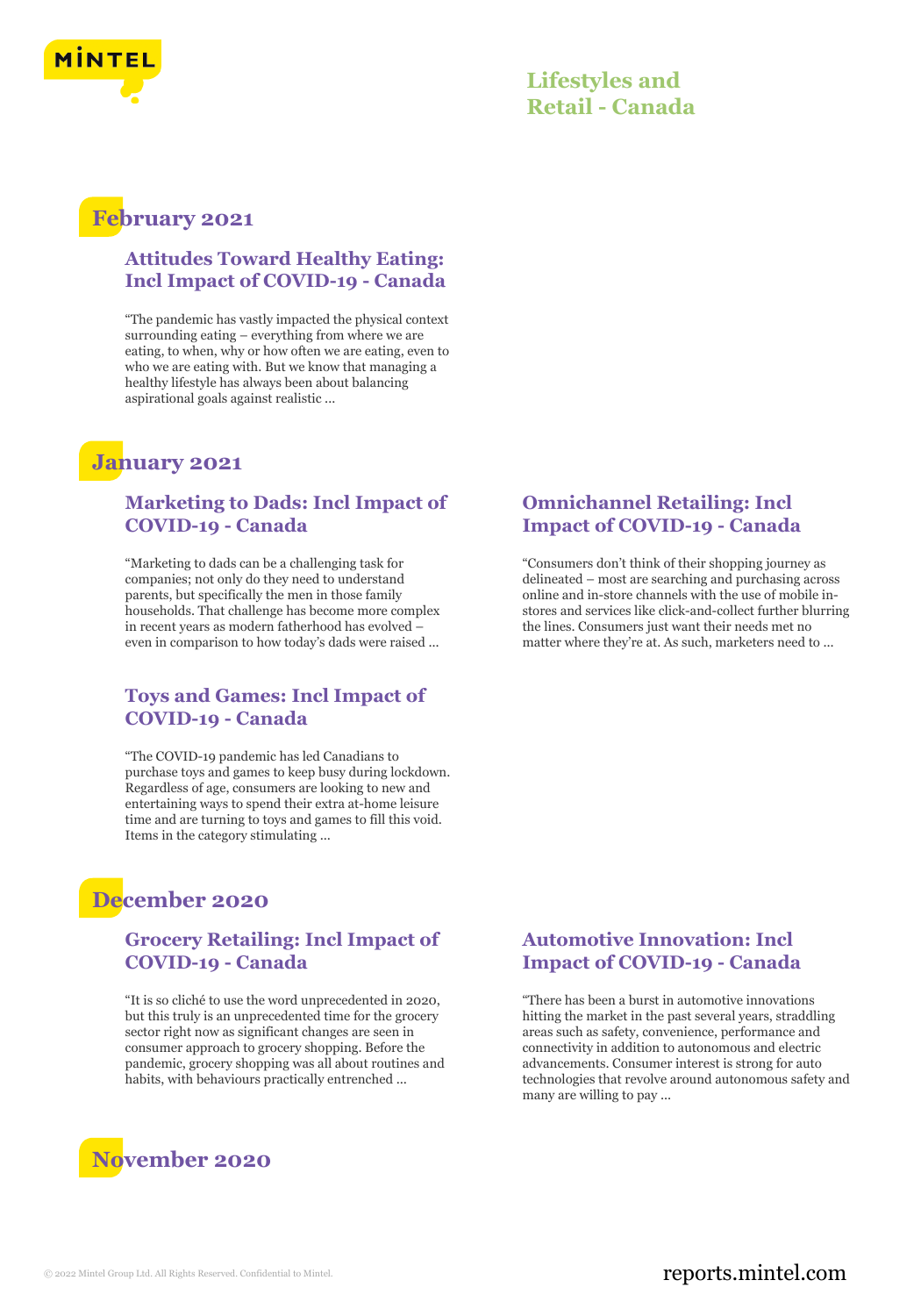# Lifestyles and Retail - Canada

## February 2021

### Attitudes Toward Healthy Eating: Incl Impact of COVID-19 - Canada

"The pandemic has vastly impacted the physical context surrounding eating – everything from where we are eating, to when, why or how often we are eating, even to who we are eating with. But we know that managing a healthy lifestyle has always been about balancing aspirational goals against realistic ...

## January 2021

### Marketing to Dads: Incl Impact of COVID-19 - Canada

"Marketing to dads can be a challenging task for companies; not only do they need to understand parents, but specifically the men in those family households. That challenge has become more complex in recent years as modern fatherhood has evolved – even in comparison to how today's dads were raised ...

### Omnichannel Retailing: Incl Impact of COVID-19 - Canada

"Consumers don't think of their shopping journey as delineated – most are searching and purchasing across online and in-store channels with the use of mobile in-stores and services like click-and-collect further blurring the lines. Consumers just want their needs met no matter where they're at. As such, marketers need to ...

### Toys and Games: Incl Impact of COVID-19 - Canada

"The COVID-19 pandemic has led Canadians to purchase toys and games to keep busy during lockdown. Regardless of age, consumers are looking to new and entertaining ways to spend their extra at-home leisure time and are turning to toys and games to fill this void. Items in the category stimulating ...

## December 2020

### Grocery Retailing: Incl Impact of COVID-19 - Canada

"It is so cliché to use the word unprecedented in 2020, but this truly is an unprecedented time for the grocery sector right now as significant changes are seen in consumer approach to grocery shopping. Before the pandemic, grocery shopping was all about routines and habits, with behaviours practically entrenched ...

### Automotive Innovation: Incl Impact of COVID-19 - Canada

"There has been a burst in automotive innovations hitting the market in the past several years, straddling areas such as safety, convenience, performance and connectivity in addition to autonomous and electric advancements. Consumer interest is strong for auto technologies that revolve around autonomous safety and many are willing to pay ...

## November 2020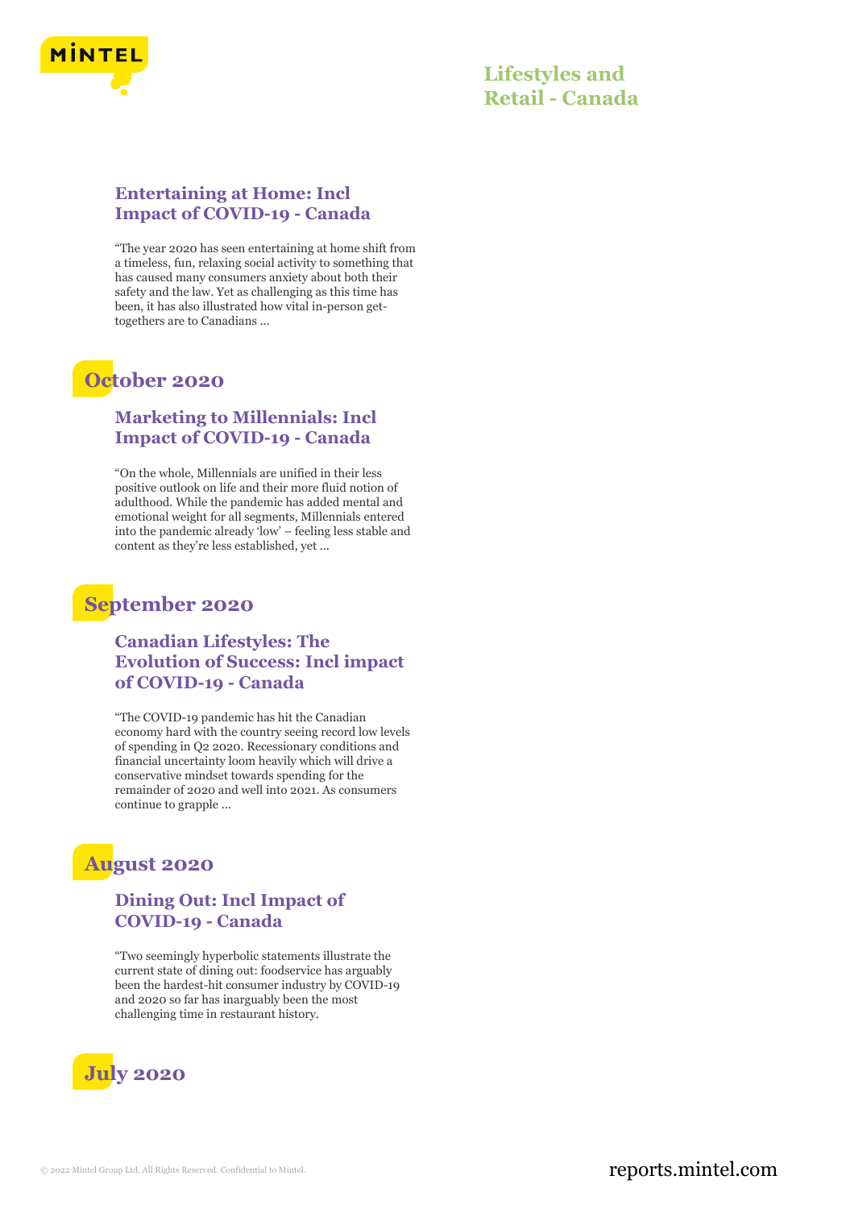### Entertaining at Home: Incl Impact of COVID-19 - Canada

"The year 2020 has seen entertaining at home shift from a timeless, fun, relaxing social activity to something that has caused many consumers anxiety about both their safety and the law. Yet as challenging as this time has been, it has also illustrated how vital in-person get-togethers are to Canadians ...

## October 2020

### Marketing to Millennials: Incl Impact of COVID-19 - Canada

"On the whole, Millennials are unified in their less positive outlook on life and their more fluid notion of adulthood. While the pandemic has added mental and emotional weight for all segments, Millennials entered into the pandemic already 'low' – feeling less stable and content as they're less established, yet ...

## September 2020

### Canadian Lifestyles: The Evolution of Success: Incl impact of COVID-19 - Canada

"The COVID-19 pandemic has hit the Canadian economy hard with the country seeing record low levels of spending in Q2 2020. Recessionary conditions and financial uncertainty loom heavily which will drive a conservative mindset towards spending for the remainder of 2020 and well into 2021. As consumers continue to grapple ...

## August 2020

### Dining Out: Incl Impact of COVID-19 - Canada

"Two seemingly hyperbolic statements illustrate the current state of dining out: foodservice has arguably been the hardest-hit consumer industry by COVID-19 and 2020 so far has inarguably been the most challenging time in restaurant history.

## July 2020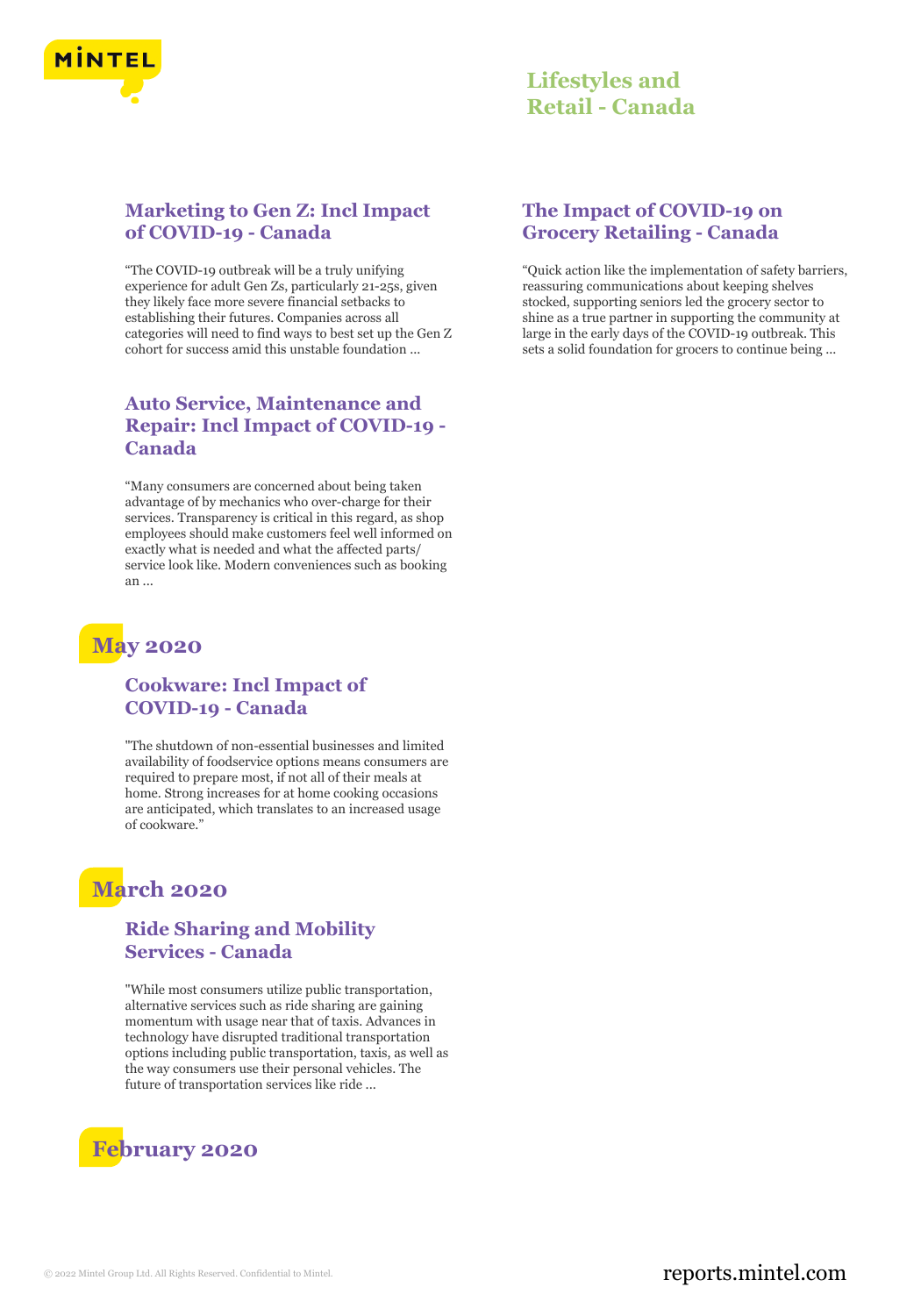### Marketing to Gen Z: Incl Impact of COVID-19 - Canada

"The COVID-19 outbreak will be a truly unifying experience for adult Gen Zs, particularly 21-25s, given they likely face more severe financial setbacks to establishing their futures. Companies across all categories will need to find ways to best set up the Gen Z cohort for success amid this unstable foundation ...

### Auto Service, Maintenance and Repair: Incl Impact of COVID-19 - Canada

"Many consumers are concerned about being taken advantage of by mechanics who over-charge for their services. Transparency is critical in this regard, as shop employees should make customers feel well informed on exactly what is needed and what the affected parts/ service look like. Modern conveniences such as booking an ...

### The Impact of COVID-19 on Grocery Retailing - Canada

"Quick action like the implementation of safety barriers, reassuring communications about keeping shelves stocked, supporting seniors led the grocery sector to shine as a true partner in supporting the community at large in the early days of the COVID-19 outbreak. This sets a solid foundation for grocers to continue being ...

## May 2020

### Cookware: Incl Impact of COVID-19 - Canada

"The shutdown of non-essential businesses and limited availability of foodservice options means consumers are required to prepare most, if not all of their meals at home. Strong increases for at home cooking occasions are anticipated, which translates to an increased usage of cookware."

## March 2020

### Ride Sharing and Mobility Services - Canada

"While most consumers utilize public transportation, alternative services such as ride sharing are gaining momentum with usage near that of taxis. Advances in technology have disrupted traditional transportation options including public transportation, taxis, as well as the way consumers use their personal vehicles. The future of transportation services like ride ...

## February 2020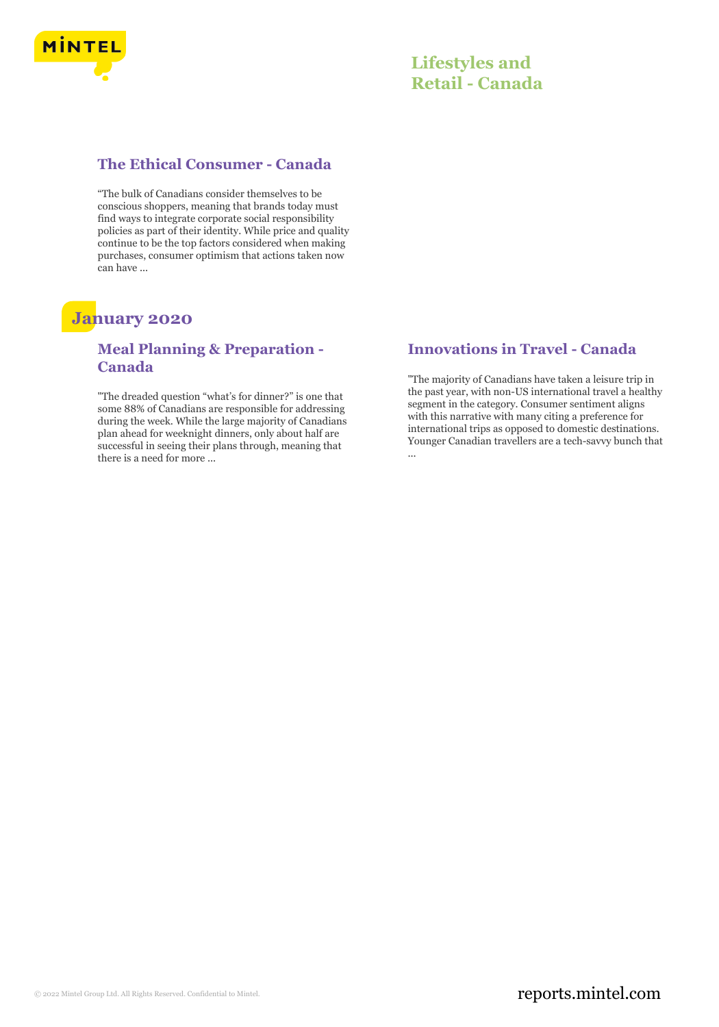## The Ethical Consumer - Canada

"The bulk of Canadians consider themselves to be conscious shoppers, meaning that brands today must find ways to integrate corporate social responsibility policies as part of their identity. While price and quality continue to be the top factors considered when making purchases, consumer optimism that actions taken now can have ...

# January 2020

## Meal Planning & Preparation - Canada

"The dreaded question "what's for dinner?" is one that some 88% of Canadians are responsible for addressing during the week. While the large majority of Canadians plan ahead for weeknight dinners, only about half are successful in seeing their plans through, meaning that there is a need for more ...

## Innovations in Travel - Canada

"The majority of Canadians have taken a leisure trip in the past year, with non-US international travel a healthy segment in the category. Consumer sentiment aligns with this narrative with many citing a preference for international trips as opposed to domestic destinations. Younger Canadian travellers are a tech-savvy bunch that ...